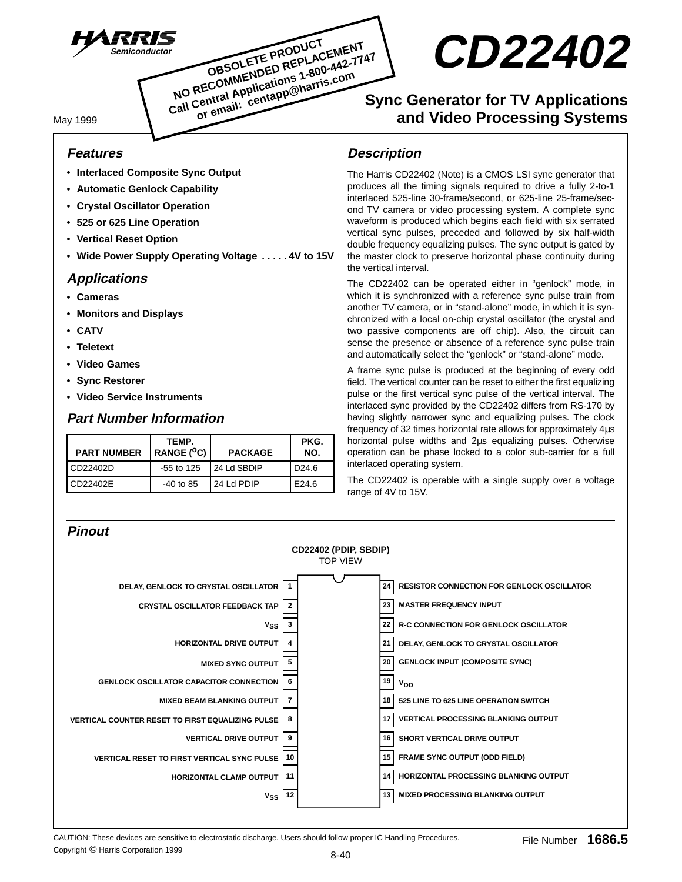HARRIS Semiconductor

OBSOLETE PRODUCT
NO RECOMMENDED REPLACEMENT
Call Central Applications 1-800-442-7747
or email: centapp@harris.com

# CD22402

## Sync Generator for TV Applications and Video Processing Systems

May 1999

### Features

- Interlaced Composite Sync Output
- Automatic Genlock Capability
- Crystal Oscillator Operation
- 525 or 625 Line Operation
- Vertical Reset Option
- Wide Power Supply Operating Voltage . . . . . 4V to 15V

### Applications

- Cameras
- Monitors and Displays
- CATV
- Teletext
- Video Games
- Sync Restorer
- Video Service Instruments

### Part Number Information

| PART NUMBER | TEMP. RANGE (°C) | PACKAGE | PKG. NO. |
|---|---|---|---|
| CD22402D | -55 to 125 | 24 Ld SBDIP | D24.6 |
| CD22402E | -40 to 85 | 24 Ld PDIP | E24.6 |

### Description

The Harris CD22402 (Note) is a CMOS LSI sync generator that produces all the timing signals required to drive a fully 2-to-1 interlaced 525-line 30-frame/second, or 625-line 25-frame/second TV camera or video processing system. A complete sync waveform is produced which begins each field with six serrated vertical sync pulses, preceded and followed by six half-width double frequency equalizing pulses. The sync output is gated by the master clock to preserve horizontal phase continuity during the vertical interval.

The CD22402 can be operated either in "genlock" mode, in which it is synchronized with a reference sync pulse train from another TV camera, or in "stand-alone" mode, in which it is synchronized with a local on-chip crystal oscillator (the crystal and two passive components are off chip). Also, the circuit can sense the presence or absence of a reference sync pulse train and automatically select the "genlock" or "stand-alone" mode.

A frame sync pulse is produced at the beginning of every odd field. The vertical counter can be reset to either the first equalizing pulse or the first vertical sync pulse of the vertical interval. The interlaced sync provided by the CD22402 differs from RS-170 by having slightly narrower sync and equalizing pulses. The clock frequency of 32 times horizontal rate allows for approximately 4µs horizontal pulse widths and 2µs equalizing pulses. Otherwise operation can be phase locked to a color sub-carrier for a full interlaced operating system.

The CD22402 is operable with a single supply over a voltage range of 4V to 15V.

### Pinout

**CD22402 (PDIP, SBDIP)**
TOP VIEW

| Function | Pin | Pin | Function |
|---|---|---|---|
| DELAY, GENLOCK TO CRYSTAL OSCILLATOR | 1 | 24 | RESISTOR CONNECTION FOR GENLOCK OSCILLATOR |
| CRYSTAL OSCILLATOR FEEDBACK TAP | 2 | 23 | MASTER FREQUENCY INPUT |
| $V_{SS}$ | 3 | 22 | R-C CONNECTION FOR GENLOCK OSCILLATOR |
| HORIZONTAL DRIVE OUTPUT | 4 | 21 | DELAY, GENLOCK TO CRYSTAL OSCILLATOR |
| MIXED SYNC OUTPUT | 5 | 20 | GENLOCK INPUT (COMPOSITE SYNC) |
| GENLOCK OSCILLATOR CAPACITOR CONNECTION | 6 | 19 | $V_{DD}$ |
| MIXED BEAM BLANKING OUTPUT | 7 | 18 | 525 LINE TO 625 LINE OPERATION SWITCH |
| VERTICAL COUNTER RESET TO FIRST EQUALIZING PULSE | 8 | 17 | VERTICAL PROCESSING BLANKING OUTPUT |
| VERTICAL DRIVE OUTPUT | 9 | 16 | SHORT VERTICAL DRIVE OUTPUT |
| VERTICAL RESET TO FIRST VERTICAL SYNC PULSE | 10 | 15 | FRAME SYNC OUTPUT (ODD FIELD) |
| HORIZONTAL CLAMP OUTPUT | 11 | 14 | HORIZONTAL PROCESSING BLANKING OUTPUT |
| $V_{SS}$ | 12 | 13 | MIXED PROCESSING BLANKING OUTPUT |

CAUTION: These devices are sensitive to electrostatic discharge. Users should follow proper IC Handling Procedures.
Copyright © Harris Corporation 1999

File Number 1686.5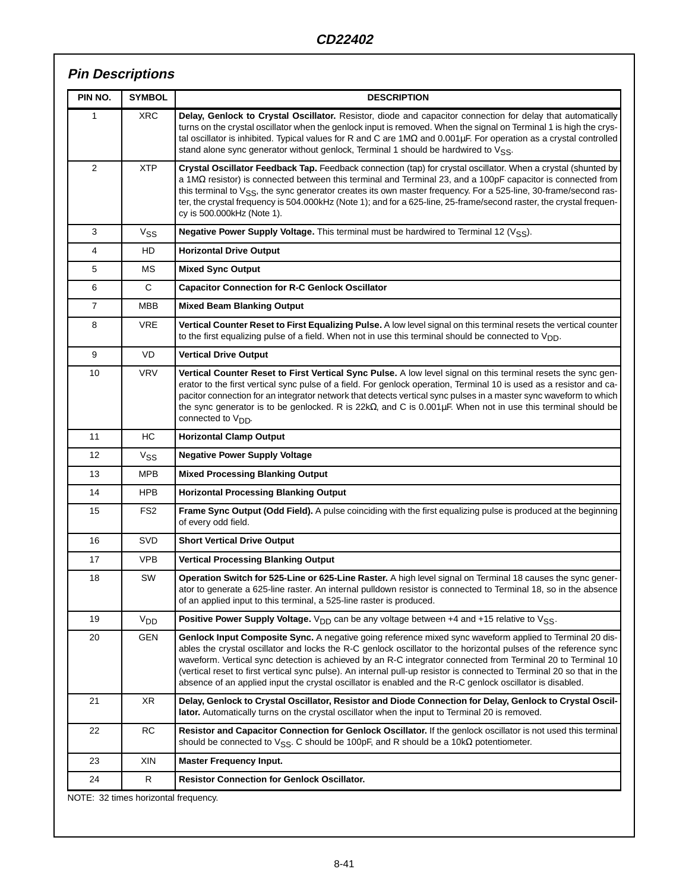## Pin Descriptions

| PIN NO. | SYMBOL | DESCRIPTION |
|---|---|---|
| 1 | XRC | **Delay, Genlock to Crystal Oscillator.** Resistor, diode and capacitor connection for delay that automatically turns on the crystal oscillator when the genlock input is removed. When the signal on Terminal 1 is high the crystal oscillator is inhibited. Typical values for R and C are 1MΩ and 0.001µF. For operation as a crystal controlled stand alone sync generator without genlock, Terminal 1 should be hardwired to $V_{SS}$. |
| 2 | XTP | **Crystal Oscillator Feedback Tap.** Feedback connection (tap) for crystal oscillator. When a crystal (shunted by a 1MΩ resistor) is connected between this terminal and Terminal 23, and a 100pF capacitor is connected from this terminal to $V_{SS}$, the sync generator creates its own master frequency. For a 525-line, 30-frame/second raster, the crystal frequency is 504.000kHz (Note 1); and for a 625-line, 25-frame/second raster, the crystal frequency is 500.000kHz (Note 1). |
| 3 | $V_{SS}$ | **Negative Power Supply Voltage.** This terminal must be hardwired to Terminal 12 ($V_{SS}$). |
| 4 | HD | **Horizontal Drive Output** |
| 5 | MS | **Mixed Sync Output** |
| 6 | C | **Capacitor Connection for R-C Genlock Oscillator** |
| 7 | MBB | **Mixed Beam Blanking Output** |
| 8 | VRE | **Vertical Counter Reset to First Equalizing Pulse.** A low level signal on this terminal resets the vertical counter to the first equalizing pulse of a field. When not in use this terminal should be connected to $V_{DD}$. |
| 9 | VD | **Vertical Drive Output** |
| 10 | VRV | **Vertical Counter Reset to First Vertical Sync Pulse.** A low level signal on this terminal resets the sync generator to the first vertical sync pulse of a field. For genlock operation, Terminal 10 is used as a resistor and capacitor connection for an integrator network that detects vertical sync pulses in a master sync waveform to which the sync generator is to be genlocked. R is 22kΩ, and C is 0.001µF. When not in use this terminal should be connected to $V_{DD}$. |
| 11 | HC | **Horizontal Clamp Output** |
| 12 | $V_{SS}$ | **Negative Power Supply Voltage** |
| 13 | MPB | **Mixed Processing Blanking Output** |
| 14 | HPB | **Horizontal Processing Blanking Output** |
| 15 | FS2 | **Frame Sync Output (Odd Field).** A pulse coinciding with the first equalizing pulse is produced at the beginning of every odd field. |
| 16 | SVD | **Short Vertical Drive Output** |
| 17 | VPB | **Vertical Processing Blanking Output** |
| 18 | SW | **Operation Switch for 525-Line or 625-Line Raster.** A high level signal on Terminal 18 causes the sync generator to generate a 625-line raster. An internal pulldown resistor is connected to Terminal 18, so in the absence of an applied input to this terminal, a 525-line raster is produced. |
| 19 | $V_{DD}$ | **Positive Power Supply Voltage.** $V_{DD}$ can be any voltage between +4 and +15 relative to $V_{SS}$. |
| 20 | GEN | **Genlock Input Composite Sync.** A negative going reference mixed sync waveform applied to Terminal 20 disables the crystal oscillator and locks the R-C genlock oscillator to the horizontal pulses of the reference sync waveform. Vertical sync detection is achieved by an R-C integrator connected from Terminal 20 to Terminal 10 (vertical reset to first vertical sync pulse). An internal pull-up resistor is connected to Terminal 20 so that in the absence of an applied input the crystal oscillator is enabled and the R-C genlock oscillator is disabled. |
| 21 | XR | **Delay, Genlock to Crystal Oscillator, Resistor and Diode Connection for Delay, Genlock to Crystal Oscillator.** Automatically turns on the crystal oscillator when the input to Terminal 20 is removed. |
| 22 | RC | **Resistor and Capacitor Connection for Genlock Oscillator.** If the genlock oscillator is not used this terminal should be connected to $V_{SS}$. C should be 100pF, and R should be a 10kΩ potentiometer. |
| 23 | XIN | **Master Frequency Input.** |
| 24 | R | **Resistor Connection for Genlock Oscillator.** |

NOTE: 32 times horizontal frequency.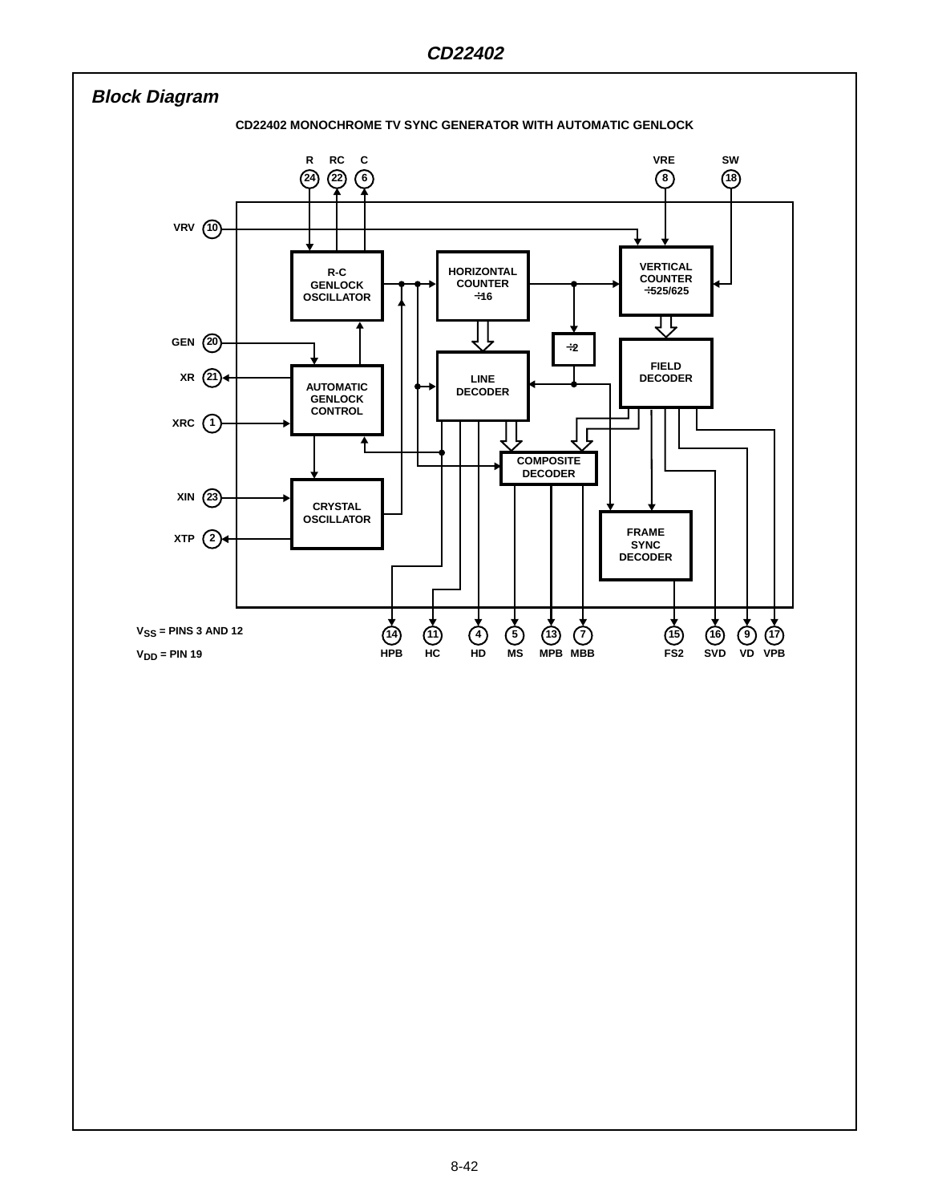## Block Diagram

**CD22402 MONOCHROME TV SYNC GENERATOR WITH AUTOMATIC GENLOCK**

R (24), RC (22), C (6), VRE (8), SW (18)

VRV (10)

R-C GENLOCK OSCILLATOR

HORIZONTAL COUNTER ÷16

VERTICAL COUNTER ÷525/625

GEN (20)

XR (21)

XRC (1)

AUTOMATIC GENLOCK CONTROL

LINE DECODER

÷2

FIELD DECODER

COMPOSITE DECODER

XIN (23)

XTP (2)

CRYSTAL OSCILLATOR

FRAME SYNC DECODER

$V_{SS}$ = PINS 3 AND 12

$V_{DD}$ = PIN 19

HPB (14), HC (11), HD (4), MS (5), MPB (13), MBB (7), FS2 (15), SVD (16), VD (9), VPB (17)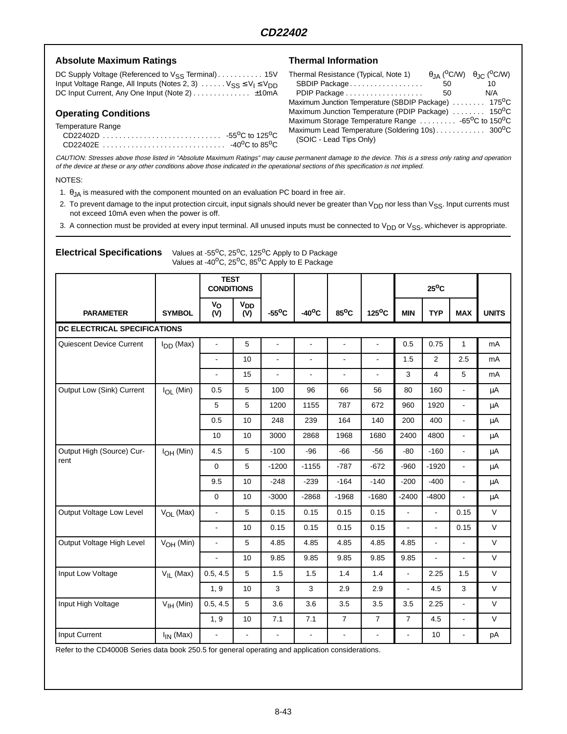## Absolute Maximum Ratings

DC Supply Voltage (Referenced to $V_{SS}$ Terminal) . . . . . . . . . . . 15V
Input Voltage Range, All Inputs (Notes 2, 3) . . . . . . $V_{SS} \leq V_I \leq V_{DD}$
DC Input Current, Any One Input (Note 2) . . . . . . . . . . . . . . ±10mA

## Operating Conditions

Temperature Range
CD22402D . . . . . . . . . . . . . . . . . . . . . . . . . . . . . -55°C to 125°C
CD22402E . . . . . . . . . . . . . . . . . . . . . . . . . . . . . -40°C to 85°C

## Thermal Information

| Thermal Resistance (Typical, Note 1) | $\theta_{JA}$ (°C/W) | $\theta_{JC}$ (°C/W) |
|---|---|---|
| SBDIP Package | 50 | 10 |
| PDIP Package | 50 | N/A |

Maximum Junction Temperature (SBDIP Package) . . . . . . . . 175°C
Maximum Junction Temperature (PDIP Package) . . . . . . . . 150°C
Maximum Storage Temperature Range . . . . . . . . . -65°C to 150°C
Maximum Lead Temperature (Soldering 10s) . . . . . . . . . . . . 300°C
(SOIC - Lead Tips Only)

*CAUTION: Stresses above those listed in "Absolute Maximum Ratings" may cause permanent damage to the device. This is a stress only rating and operation of the device at these or any other conditions above those indicated in the operational sections of this specification is not implied.*

NOTES:

1. $\theta_{JA}$ is measured with the component mounted on an evaluation PC board in free air.
2. To prevent damage to the input protection circuit, input signals should never be greater than $V_{DD}$ nor less than $V_{SS}$. Input currents must not exceed 10mA even when the power is off.
3. A connection must be provided at every input terminal. All unused inputs must be connected to $V_{DD}$ or $V_{SS}$, whichever is appropriate.

## Electrical Specifications

Values at -55°C, 25°C, 125°C Apply to D Package
Values at -40°C, 25°C, 85°C Apply to E Package

| PARAMETER | SYMBOL | TEST CONDITIONS $V_O$ (V) | $V_{DD}$ (V) | -55°C | -40°C | 85°C | 125°C | 25°C MIN | 25°C TYP | 25°C MAX | UNITS |
|---|---|---|---|---|---|---|---|---|---|---|---|
| **DC ELECTRICAL SPECIFICATIONS** | | | | | | | | | | | |
| Quiescent Device Current | $I_{DD}$ (Max) | - | 5 | - | - | - | - | 0.5 | 0.75 | 1 | mA |
| | | - | 10 | - | - | - | - | 1.5 | 2 | 2.5 | mA |
| | | - | 15 | - | - | - | - | 3 | 4 | 5 | mA |
| Output Low (Sink) Current | $I_{OL}$ (Min) | 0.5 | 5 | 100 | 96 | 66 | 56 | 80 | 160 | - | µA |
| | | 5 | 5 | 1200 | 1155 | 787 | 672 | 960 | 1920 | - | µA |
| | | 0.5 | 10 | 248 | 239 | 164 | 140 | 200 | 400 | - | µA |
| | | 10 | 10 | 3000 | 2868 | 1968 | 1680 | 2400 | 4800 | - | µA |
| Output High (Source) Current | $I_{OH}$ (Min) | 4.5 | 5 | -100 | -96 | -66 | -56 | -80 | -160 | - | µA |
| | | 0 | 5 | -1200 | -1155 | -787 | -672 | -960 | -1920 | - | µA |
| | | 9.5 | 10 | -248 | -239 | -164 | -140 | -200 | -400 | - | µA |
| | | 0 | 10 | -3000 | -2868 | -1968 | -1680 | -2400 | -4800 | - | µA |
| Output Voltage Low Level | $V_{OL}$ (Max) | - | 5 | 0.15 | 0.15 | 0.15 | 0.15 | - | - | 0.15 | V |
| | | - | 10 | 0.15 | 0.15 | 0.15 | 0.15 | - | - | 0.15 | V |
| Output Voltage High Level | $V_{OH}$ (Min) | - | 5 | 4.85 | 4.85 | 4.85 | 4.85 | 4.85 | - | - | V |
| | | - | 10 | 9.85 | 9.85 | 9.85 | 9.85 | 9.85 | - | - | V |
| Input Low Voltage | $V_{IL}$ (Max) | 0.5, 4.5 | 5 | 1.5 | 1.5 | 1.4 | 1.4 | - | 2.25 | 1.5 | V |
| | | 1, 9 | 10 | 3 | 3 | 2.9 | 2.9 | - | 4.5 | 3 | V |
| Input High Voltage | $V_{IH}$ (Min) | 0.5, 4.5 | 5 | 3.6 | 3.6 | 3.5 | 3.5 | 3.5 | 2.25 | - | V |
| | | 1, 9 | 10 | 7.1 | 7.1 | 7 | 7 | 7 | 4.5 | - | V |
| Input Current | $I_{IN}$ (Max) | - | - | - | - | - | - | - | 10 | - | pA |

Refer to the CD4000B Series data book 250.5 for general operating and application considerations.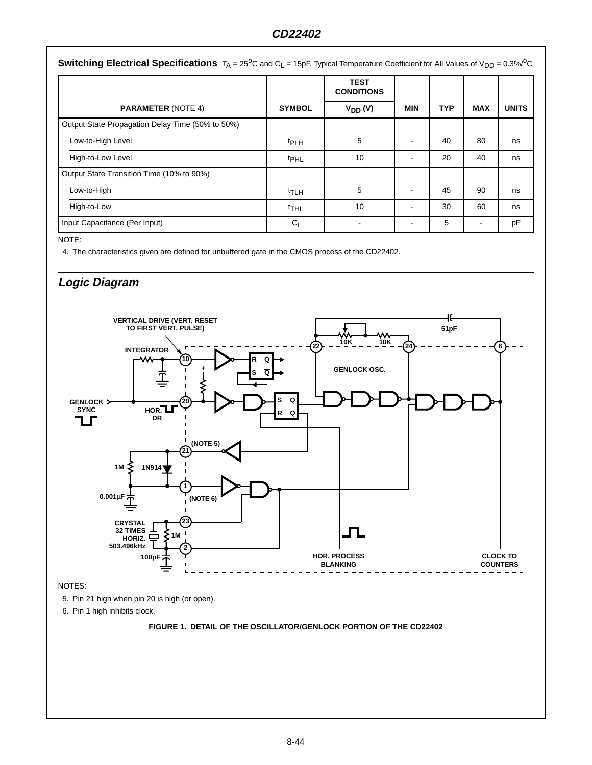## Switching Electrical Specifications

$T_A = 25^oC$ and $C_L = 15pF$. Typical Temperature Coefficient for All Values of $V_{DD} = 0.3\%/^oC$

| PARAMETER (NOTE 4) | SYMBOL | TEST CONDITIONS $V_{DD}$ (V) | MIN | TYP | MAX | UNITS |
|---|---|---|---|---|---|---|
| Output State Propagation Delay Time (50% to 50%) | | | | | | |
| Low-to-High Level | $t_{PLH}$ | 5 | - | 40 | 80 | ns |
| High-to-Low Level | $t_{PHL}$ | 10 | - | 20 | 40 | ns |
| Output State Transition Time (10% to 90%) | | | | | | |
| Low-to-High | $t_{TLH}$ | 5 | - | 45 | 90 | ns |
| High-to-Low | $t_{THL}$ | 10 | - | 30 | 60 | ns |
| Input Capacitance (Per Input) | $C_I$ | - | - | 5 | - | pF |

NOTE:

4. The characteristics given are defined for unbuffered gate in the CMOS process of the CD22402.

## *Logic Diagram*

VERTICAL DRIVE (VERT. RESET TO FIRST VERT. PULSE)

INTEGRATOR

GENLOCK SYNC

HOR. DR

GENLOCK OSC.

10K 10K 51pF

1M 1N914 0.001µF (NOTE 5) (NOTE 6)

CRYSTAL 32 TIMES HORIZ. 503.496kHz

1M 100pF

HOR. PROCESS BLANKING

CLOCK TO COUNTERS

NOTES:

5. Pin 21 high when pin 20 is high (or open).
6. Pin 1 high inhibits clock.

**FIGURE 1. DETAIL OF THE OSCILLATOR/GENLOCK PORTION OF THE CD22402**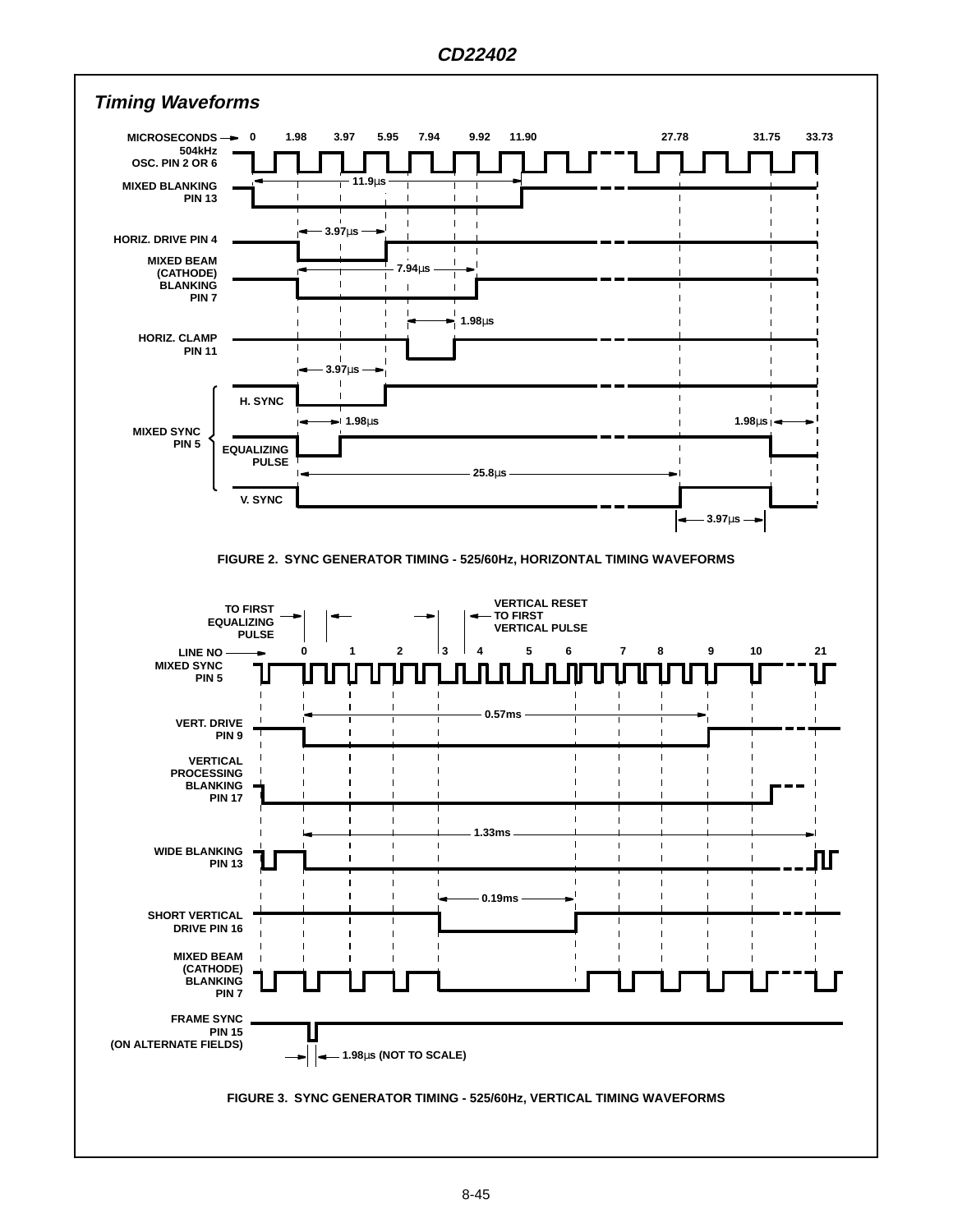## *Timing Waveforms*

FIGURE 2. SYNC GENERATOR TIMING - 525/60Hz, HORIZONTAL TIMING WAVEFORMS

FIGURE 3. SYNC GENERATOR TIMING - 525/60Hz, VERTICAL TIMING WAVEFORMS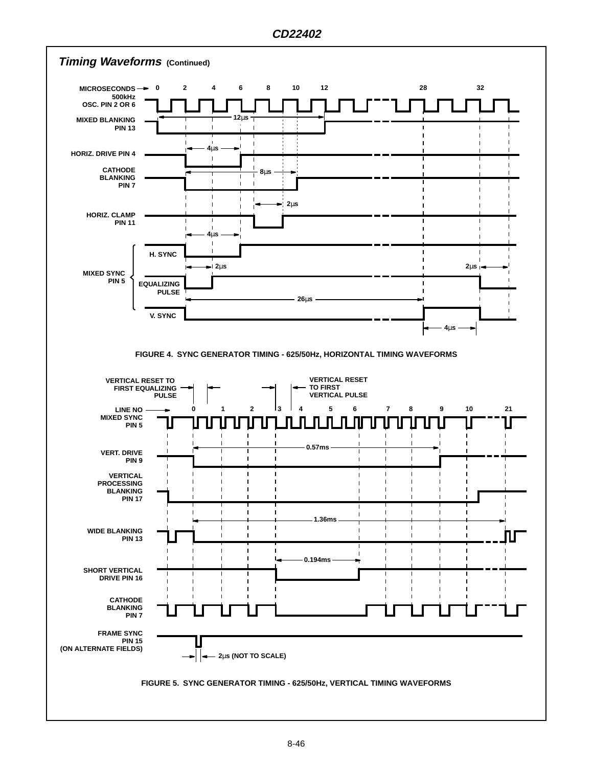## *Timing Waveforms* (Continued)

MICROSECONDS: 0, 2, 4, 6, 8, 10, 12, 28, 32

500kHz OSC. PIN 2 OR 6

MIXED BLANKING PIN 13 — 12µs

HORIZ. DRIVE PIN 4 — 4µs

CATHODE BLANKING PIN 7 — 8µs

HORIZ. CLAMP PIN 11 — 2µs

MIXED SYNC PIN 5:
- H. SYNC — 4µs
- EQUALIZING PULSE — 2µs, 2µs, 26µs
- V. SYNC — 4µs

FIGURE 4. SYNC GENERATOR TIMING - 625/50Hz, HORIZONTAL TIMING WAVEFORMS

VERTICAL RESET TO FIRST EQUALIZING PULSE

VERTICAL RESET TO FIRST VERTICAL PULSE

LINE NO: 0, 1, 2, 3, 4, 5, 6, 7, 8, 9, 10, 21

MIXED SYNC PIN 5

VERT. DRIVE PIN 9 — 0.57ms

VERTICAL PROCESSING BLANKING PIN 17

WIDE BLANKING PIN 13 — 1.36ms

SHORT VERTICAL DRIVE PIN 16 — 0.194ms

CATHODE BLANKING PIN 7

FRAME SYNC PIN 15 (ON ALTERNATE FIELDS) — 2µs (NOT TO SCALE)

FIGURE 5. SYNC GENERATOR TIMING - 625/50Hz, VERTICAL TIMING WAVEFORMS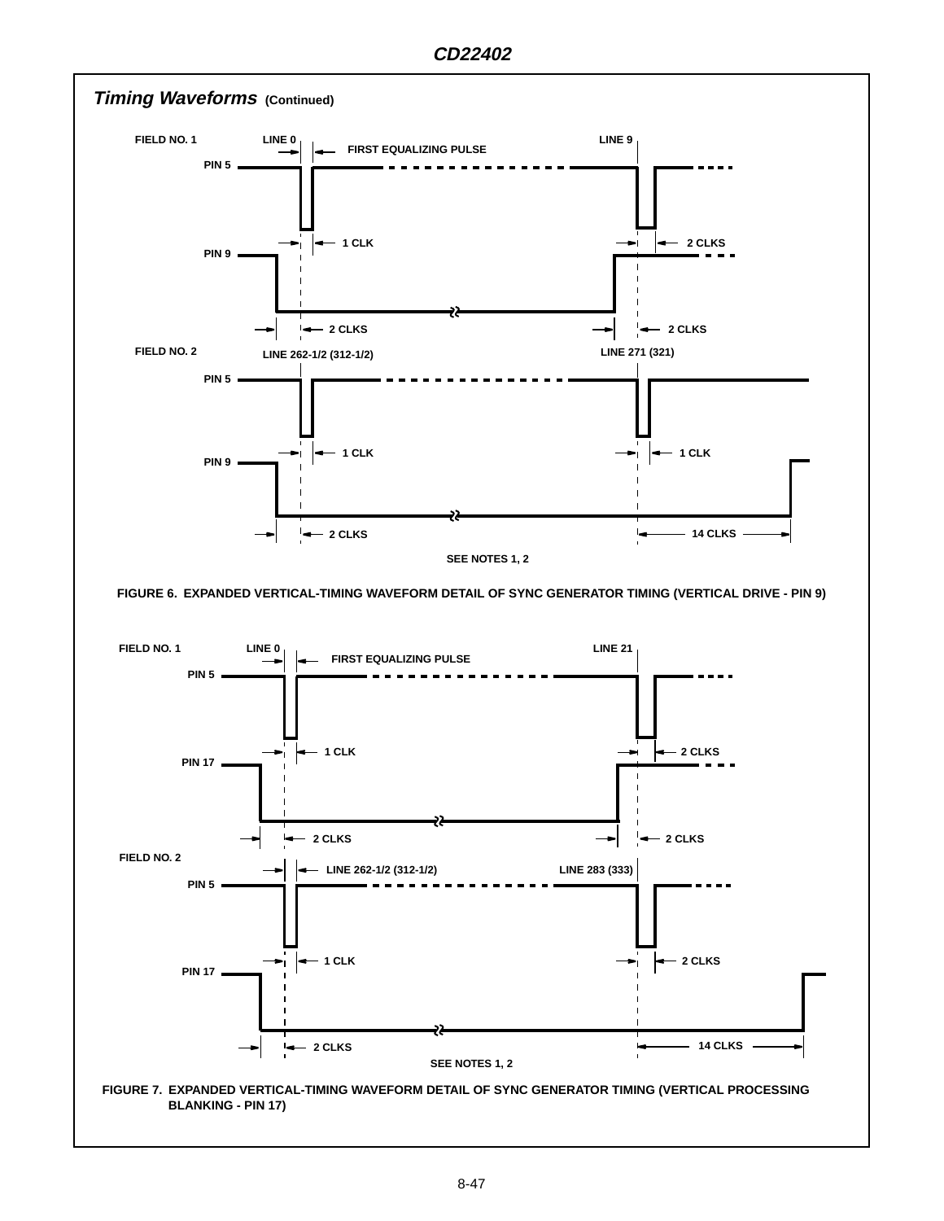## *Timing Waveforms* (Continued)

FIELD NO. 1 — LINE 0 — FIRST EQUALIZING PULSE — LINE 9

PIN 5

PIN 9 — 1 CLK — 2 CLKS — 2 CLKS — 2 CLKS

FIELD NO. 2 — LINE 262-1/2 (312-1/2) — LINE 271 (321)

PIN 5

PIN 9 — 1 CLK — 1 CLK — 2 CLKS — 14 CLKS

SEE NOTES 1, 2

**FIGURE 6. EXPANDED VERTICAL-TIMING WAVEFORM DETAIL OF SYNC GENERATOR TIMING (VERTICAL DRIVE - PIN 9)**

FIELD NO. 1 — LINE 0 — FIRST EQUALIZING PULSE — LINE 21

PIN 5

PIN 17 — 1 CLK — 2 CLKS — 2 CLKS — 2 CLKS

FIELD NO. 2 — LINE 262-1/2 (312-1/2) — LINE 283 (333)

PIN 5

PIN 17 — 1 CLK — 2 CLKS — 2 CLKS — 14 CLKS

SEE NOTES 1, 2

**FIGURE 7. EXPANDED VERTICAL-TIMING WAVEFORM DETAIL OF SYNC GENERATOR TIMING (VERTICAL PROCESSING BLANKING - PIN 17)**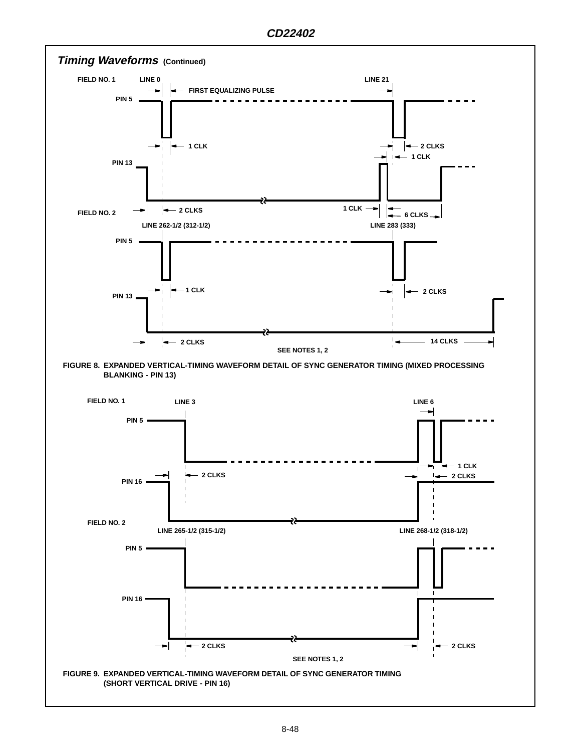## *Timing Waveforms* (Continued)

FIELD NO. 1 LINE 0 LINE 21

FIRST EQUALIZING PULSE

PIN 5

1 CLK

2 CLKS

1 CLK

PIN 13

2 CLKS

1 CLK

6 CLKS

FIELD NO. 2

LINE 262-1/2 (312-1/2) LINE 283 (333)

PIN 5

1 CLK

2 CLKS

PIN 13

2 CLKS

14 CLKS

SEE NOTES 1, 2

FIGURE 8. EXPANDED VERTICAL-TIMING WAVEFORM DETAIL OF SYNC GENERATOR TIMING (MIXED PROCESSING BLANKING - PIN 13)

FIELD NO. 1 LINE 3 LINE 6

PIN 5

1 CLK

2 CLKS

2 CLKS

PIN 16

FIELD NO. 2

LINE 265-1/2 (315-1/2) LINE 268-1/2 (318-1/2)

PIN 5

PIN 16

2 CLKS

2 CLKS

SEE NOTES 1, 2

FIGURE 9. EXPANDED VERTICAL-TIMING WAVEFORM DETAIL OF SYNC GENERATOR TIMING (SHORT VERTICAL DRIVE - PIN 16)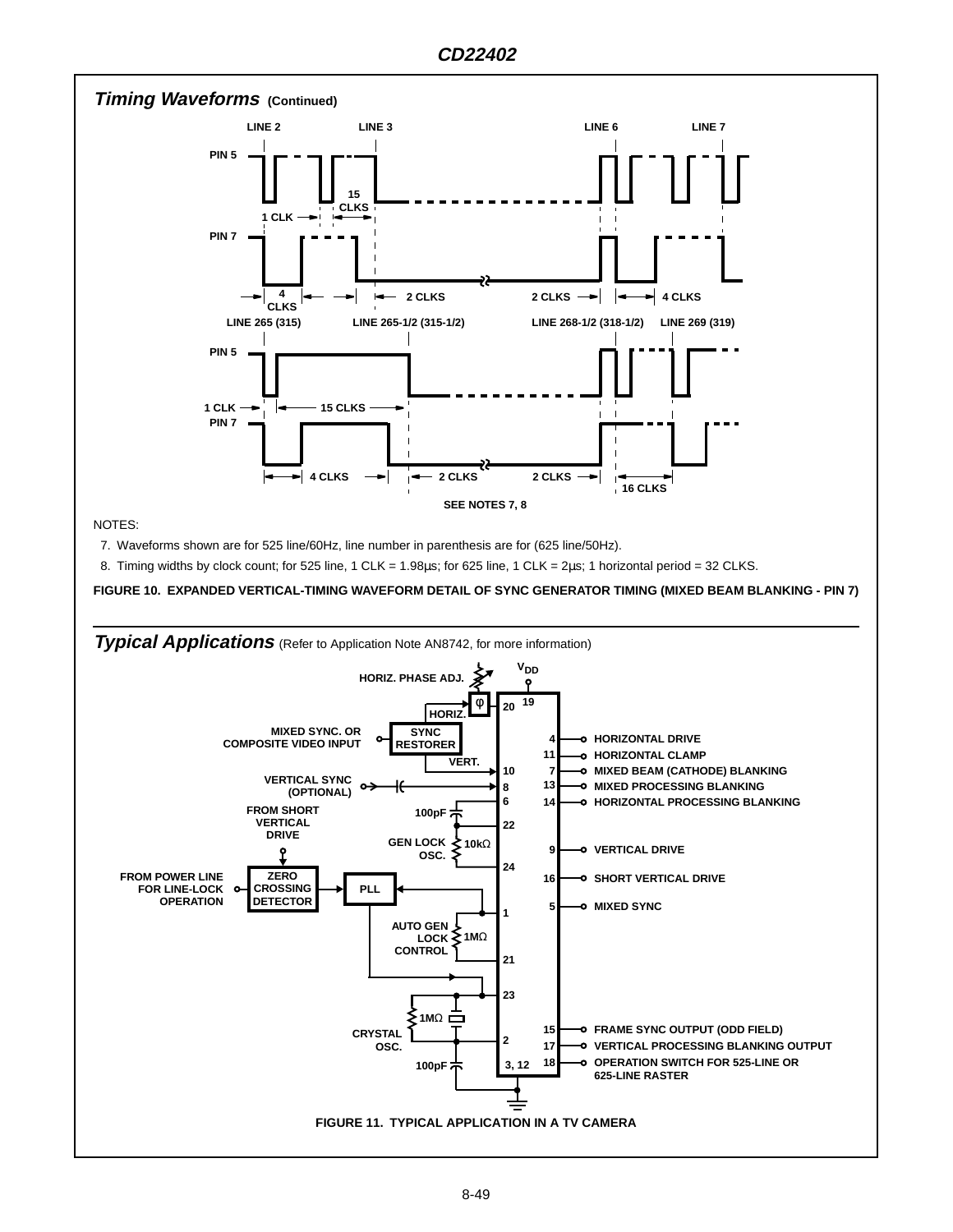## Timing Waveforms (Continued)

SEE NOTES 7, 8

NOTES:

7. Waveforms shown are for 525 line/60Hz, line number in parenthesis are for (625 line/50Hz).
8. Timing widths by clock count; for 525 line, 1 CLK = 1.98µs; for 625 line, 1 CLK = 2µs; 1 horizontal period = 32 CLKS.

**FIGURE 10. EXPANDED VERTICAL-TIMING WAVEFORM DETAIL OF SYNC GENERATOR TIMING (MIXED BEAM BLANKING - PIN 7)**

## Typical Applications (Refer to Application Note AN8742, for more information)

**FIGURE 11. TYPICAL APPLICATION IN A TV CAMERA**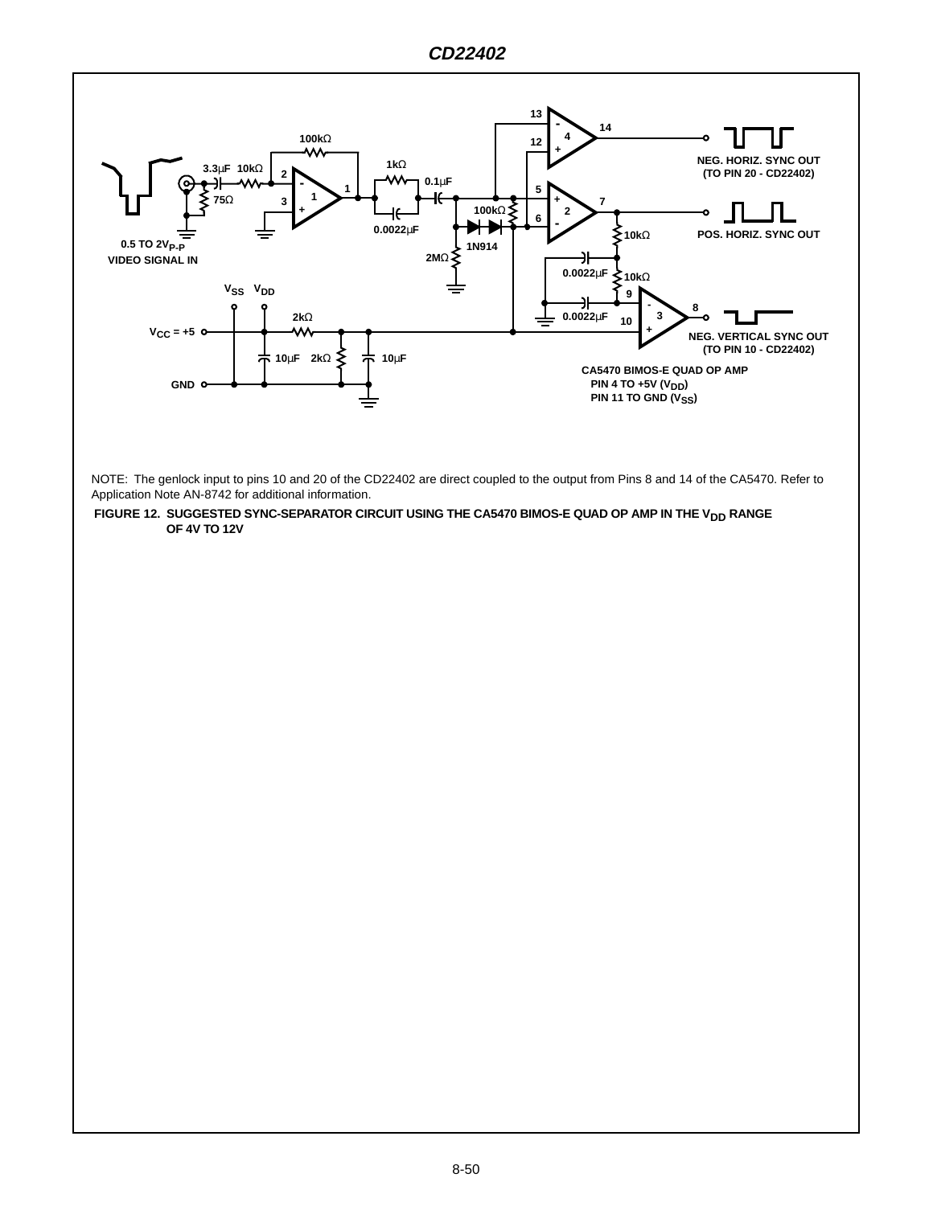VIDEO SIGNAL IN
0.5 TO $2V_{P-P}$

3.3µF
10kΩ
100kΩ
75Ω
2
3
1
1
1kΩ
0.0022µF
0.1µF
100kΩ
1N914
2MΩ
13
12
4
14
5
6
2
7
10kΩ
0.0022µF
10kΩ
9
0.0022µF
10
3
8

NEG. HORIZ. SYNC OUT
(TO PIN 20 - CD22402)

POS. HORIZ. SYNC OUT

NEG. VERTICAL SYNC OUT
(TO PIN 10 - CD22402)

$V_{SS}$ $V_{DD}$
2kΩ
$V_{CC}$ = +5
10µF 2kΩ 10µF
GND

CA5470 BIMOS-E QUAD OP AMP
PIN 4 TO +5V ($V_{DD}$)
PIN 11 TO GND ($V_{SS}$)

NOTE: The genlock input to pins 10 and 20 of the CD22402 are direct coupled to the output from Pins 8 and 14 of the CA5470. Refer to Application Note AN-8742 for additional information.

**FIGURE 12. SUGGESTED SYNC-SEPARATOR CIRCUIT USING THE CA5470 BIMOS-E QUAD OP AMP IN THE $V_{DD}$ RANGE OF 4V TO 12V**